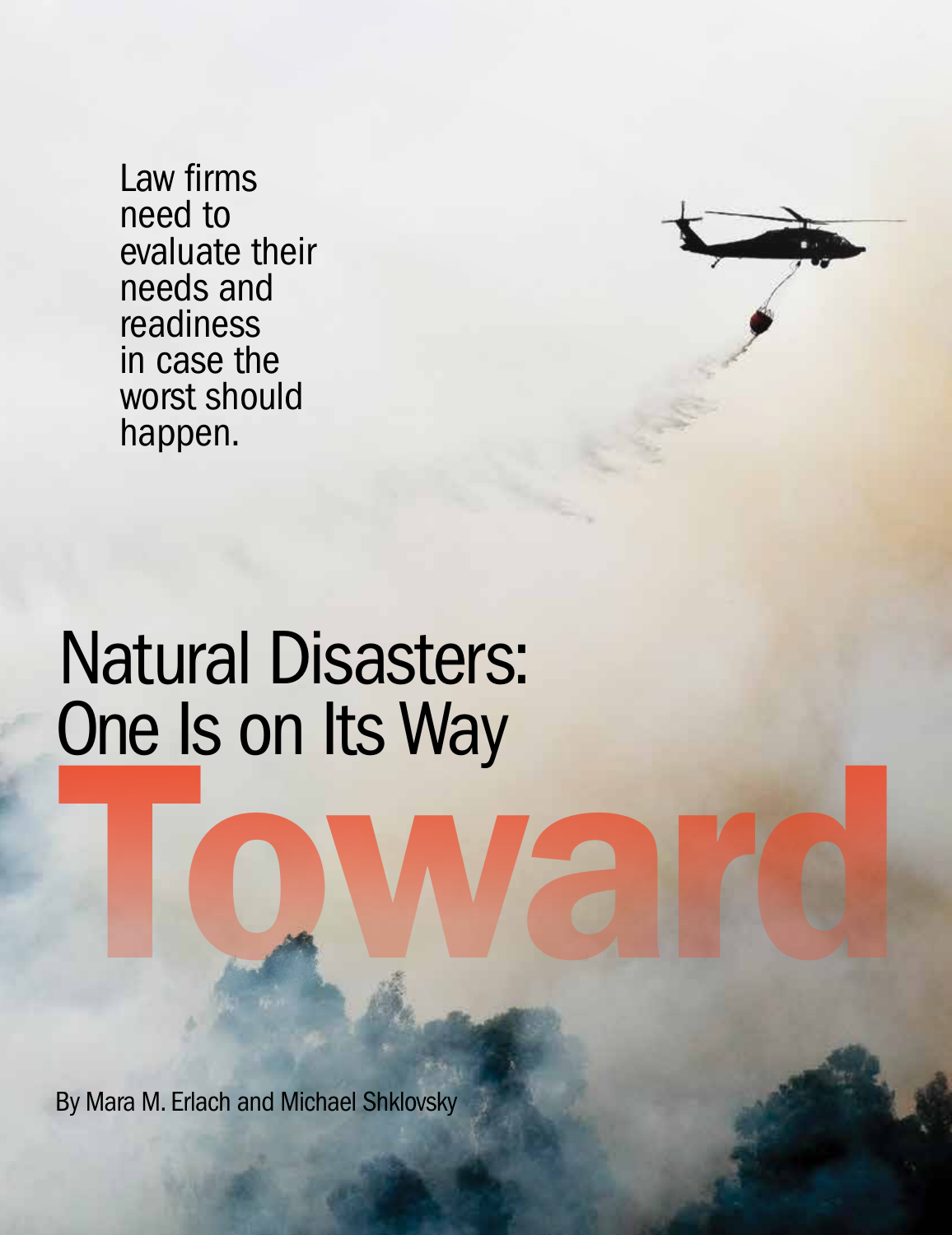Law firms need to evaluate their needs and readiness in case the worst should happen.

# Natural Disasters: One Is on Its Way

# Toward

By Mara M. Erlach and Michael Shklovsky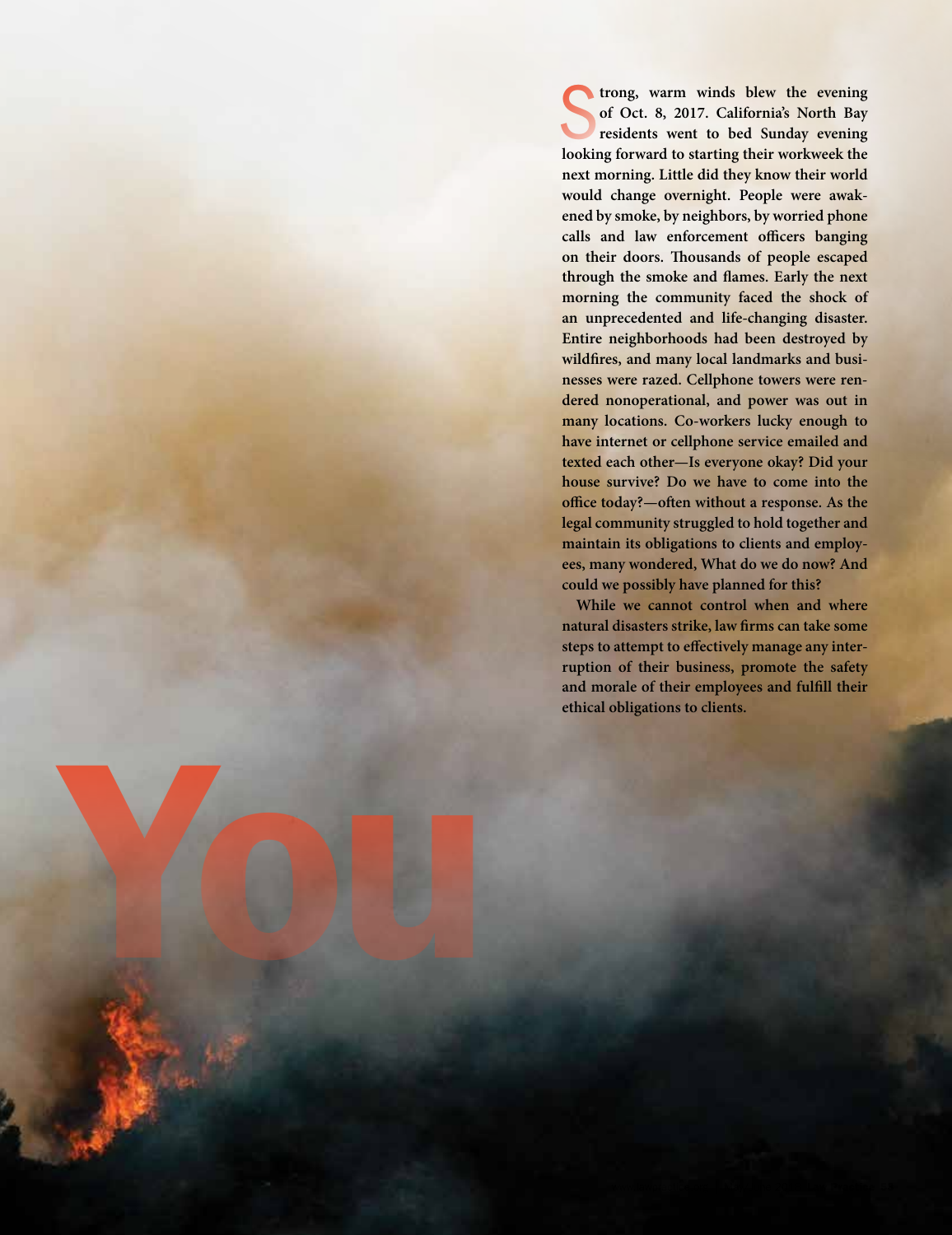Strong, warm winds blew the evening of Oct. 8, 2017. California's North Bay residents went to bed Sunday evening looking forward to starting their workweek the next morning. Little did they know their world would change overnight. People were awakened by smoke, by neighbors, by worried phone calls and law enforcement officers banging on their doors. Thousands of people escaped through the smoke and flames. Early the next morning the community faced the shock of an unprecedented and life-changing disaster. Entire neighborhoods had been destroyed by wildfires, and many local landmarks and businesses were razed. Cellphone towers were rendered nonoperational, and power was out in many locations. Co-workers lucky enough to have internet or cellphone service emailed and texted each other—Is everyone okay? Did your house survive? Do we have to come into the office today?—often without a response. As the legal community struggled to hold together and maintain its obligations to clients and employees, many wondered, What do we do now? And could we possibly have planned for this?

While we cannot control when and where natural disasters strike, law firms can take some steps to attempt to effectively manage any interruption of their business, promote the safety and morale of their employees and fulfill their ethical obligations to clients.

You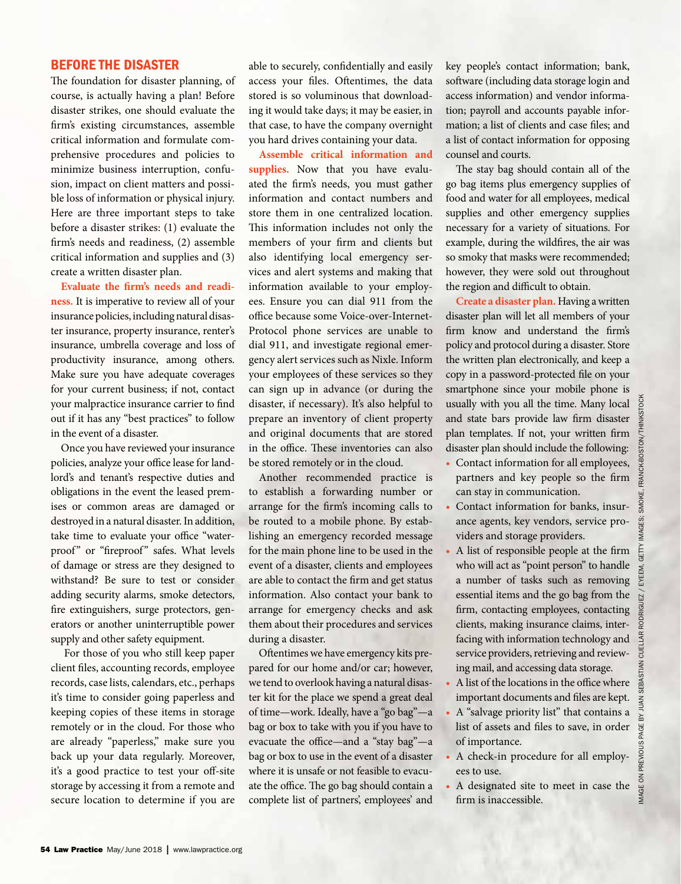## BEFORE THE DISASTER

The foundation for disaster planning, of course, is actually having a plan! Before disaster strikes, one should evaluate the firm's existing circumstances, assemble critical information and formulate comprehensive procedures and policies to minimize business interruption, confusion, impact on client matters and possible loss of information or physical injury. Here are three important steps to take before a disaster strikes: (1) evaluate the firm's needs and readiness, (2) assemble critical information and supplies and (3) create a written disaster plan.

**Evaluate the firm's needs and readiness.** It is imperative to review all of your insurance policies, including natural disaster insurance, property insurance, renter's insurance, umbrella coverage and loss of productivity insurance, among others. Make sure you have adequate coverages for your current business; if not, contact your malpractice insurance carrier to find out if it has any "best practices" to follow in the event of a disaster.

Once you have reviewed your insurance policies, analyze your office lease for landlord's and tenant's respective duties and obligations in the event the leased premises or common areas are damaged or destroyed in a natural disaster. In addition, take time to evaluate your office "waterproof" or "fireproof" safes. What levels of damage or stress are they designed to withstand? Be sure to test or consider adding security alarms, smoke detectors, fire extinguishers, surge protectors, generators or another uninterruptible power supply and other safety equipment.

For those of you who still keep paper client files, accounting records, employee records, case lists, calendars, etc., perhaps it's time to consider going paperless and keeping copies of these items in storage remotely or in the cloud. For those who are already "paperless," make sure you back up your data regularly. Moreover, it's a good practice to test your off-site storage by accessing it from a remote and secure location to determine if you are able to securely, confidentially and easily access your files. Oftentimes, the data stored is so voluminous that downloading it would take days; it may be easier, in that case, to have the company overnight you hard drives containing your data.

**Assemble critical information and supplies.** Now that you have evaluated the firm's needs, you must gather information and contact numbers and store them in one centralized location. This information includes not only the members of your firm and clients but also identifying local emergency services and alert systems and making that information available to your employees. Ensure you can dial 911 from the office because some Voice-over-Internet-Protocol phone services are unable to dial 911, and investigate regional emergency alert services such as Nixle. Inform your employees of these services so they can sign up in advance (or during the disaster, if necessary). It's also helpful to prepare an inventory of client property and original documents that are stored in the office. These inventories can also be stored remotely or in the cloud.

Another recommended practice is to establish a forwarding number or arrange for the firm's incoming calls to be routed to a mobile phone. By establishing an emergency recorded message for the main phone line to be used in the event of a disaster, clients and employees are able to contact the firm and get status information. Also contact your bank to arrange for emergency checks and ask them about their procedures and services during a disaster.

Oftentimes we have emergency kits prepared for our home and/or car; however, we tend to overlook having a natural disaster kit for the place we spend a great deal of time—work. Ideally, have a "go bag"—a bag or box to take with you if you have to evacuate the office—and a "stay bag"—a bag or box to use in the event of a disaster where it is unsafe or not feasible to evacuate the office. The go bag should contain a complete list of partners', employees' and key people's contact information; bank, software (including data storage login and access information) and vendor information; payroll and accounts payable information; a list of clients and case files; and a list of contact information for opposing counsel and courts.

The stay bag should contain all of the go bag items plus emergency supplies of food and water for all employees, medical supplies and other emergency supplies necessary for a variety of situations. For example, during the wildfires, the air was so smoky that masks were recommended; however, they were sold out throughout the region and difficult to obtain.

**Create a disaster plan.** Having a written disaster plan will let all members of your firm know and understand the firm's policy and protocol during a disaster. Store the written plan electronically, and keep a copy in a password-protected file on your smartphone since your mobile phone is usually with you all the time. Many local and state bars provide law firm disaster plan templates. If not, your written firm disaster plan should include the following:

- Contact information for all employees, partners and key people so the firm can stay in communication.
- Contact information for banks, insurance agents, key vendors, service providers and storage providers.
- A list of responsible people at the firm who will act as "point person" to handle a number of tasks such as removing essential items and the go bag from the firm, contacting employees, contacting clients, making insurance claims, interfacing with information technology and service providers, retrieving and reviewing mail, and accessing data storage.
- A list of the locations in the office where important documents and files are kept.
- A "salvage priority list" that contains a list of assets and files to save, in order of importance.
- A check-in procedure for all employees to use.
- A designated site to meet in case the firm is inaccessible.

IMAGE ON PREVIOUS PAGE BY JUAN SEBASTIAN CUELLAR RODRIGUEZ / EYEEM, GETTY IMAGES; SMOKE, FRANCKBOSTON/THINKSTOCK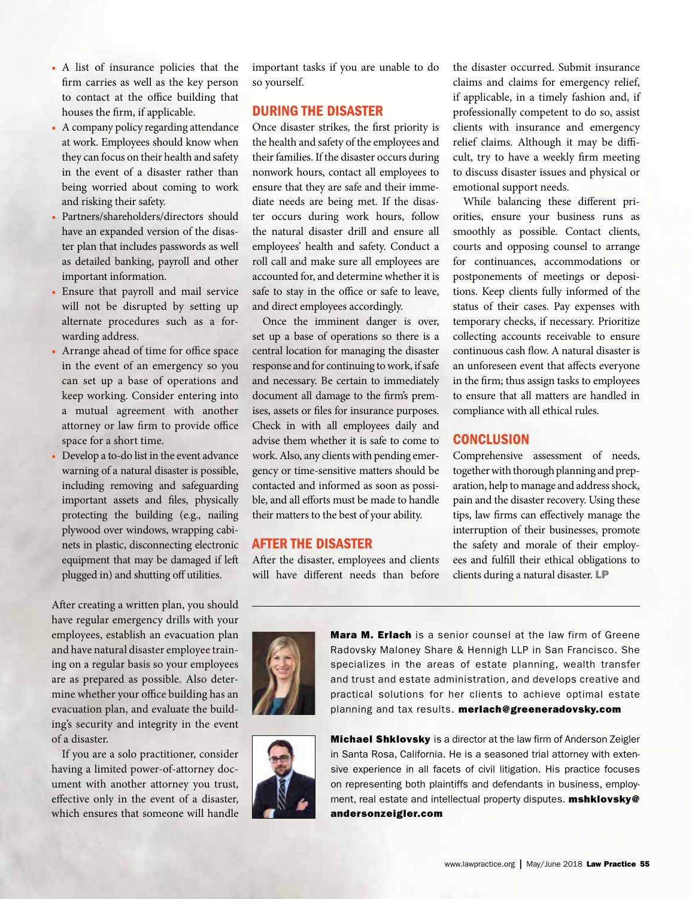- A list of insurance policies that the firm carries as well as the key person to contact at the office building that houses the firm, if applicable.
- A company policy regarding attendance at work. Employees should know when they can focus on their health and safety in the event of a disaster rather than being worried about coming to work and risking their safety.
- Partners/shareholders/directors should have an expanded version of the disaster plan that includes passwords as well as detailed banking, payroll and other important information.
- Ensure that payroll and mail service will not be disrupted by setting up alternate procedures such as a forwarding address.
- Arrange ahead of time for office space in the event of an emergency so you can set up a base of operations and keep working. Consider entering into a mutual agreement with another attorney or law firm to provide office space for a short time.
- Develop a to-do list in the event advance warning of a natural disaster is possible, including removing and safeguarding important assets and files, physically protecting the building (e.g., nailing plywood over windows, wrapping cabinets in plastic, disconnecting electronic equipment that may be damaged if left plugged in) and shutting off utilities.

After creating a written plan, you should have regular emergency drills with your employees, establish an evacuation plan and have natural disaster employee training on a regular basis so your employees are as prepared as possible. Also determine whether your office building has an evacuation plan, and evaluate the building's security and integrity in the event of a disaster.

If you are a solo practitioner, consider having a limited power-of-attorney document with another attorney you trust, effective only in the event of a disaster, which ensures that someone will handle important tasks if you are unable to do so yourself.

## DURING THE DISASTER

Once disaster strikes, the first priority is the health and safety of the employees and their families. If the disaster occurs during nonwork hours, contact all employees to ensure that they are safe and their immediate needs are being met. If the disaster occurs during work hours, follow the natural disaster drill and ensure all employees' health and safety. Conduct a roll call and make sure all employees are accounted for, and determine whether it is safe to stay in the office or safe to leave, and direct employees accordingly.

Once the imminent danger is over, set up a base of operations so there is a central location for managing the disaster response and for continuing to work, if safe and necessary. Be certain to immediately document all damage to the firm's premises, assets or files for insurance purposes. Check in with all employees daily and advise them whether it is safe to come to work. Also, any clients with pending emergency or time-sensitive matters should be contacted and informed as soon as possible, and all efforts must be made to handle their matters to the best of your ability.

## AFTER THE DISASTER

After the disaster, employees and clients will have different needs than before the disaster occurred. Submit insurance claims and claims for emergency relief, if applicable, in a timely fashion and, if professionally competent to do so, assist clients with insurance and emergency relief claims. Although it may be difficult, try to have a weekly firm meeting to discuss disaster issues and physical or emotional support needs.

While balancing these different priorities, ensure your business runs as smoothly as possible. Contact clients, courts and opposing counsel to arrange for continuances, accommodations or postponements of meetings or depositions. Keep clients fully informed of the status of their cases. Pay expenses with temporary checks, if necessary. Prioritize collecting accounts receivable to ensure continuous cash flow. A natural disaster is an unforeseen event that affects everyone in the firm; thus assign tasks to employees to ensure that all matters are handled in compliance with all ethical rules.

## CONCLUSION

Comprehensive assessment of needs, together with thorough planning and preparation, help to manage and address shock, pain and the disaster recovery. Using these tips, law firms can effectively manage the interruption of their businesses, promote the safety and morale of their employees and fulfill their ethical obligations to clients during a natural disaster. **LP**

---

**Mara M. Erlach** is a senior counsel at the law firm of Greene Radovsky Maloney Share & Hennigh LLP in San Francisco. She specializes in the areas of estate planning, wealth transfer and trust and estate administration, and develops creative and practical solutions for her clients to achieve optimal estate planning and tax results. **merlach@greeneradovsky.com**

**Michael Shklovsky** is a director at the law firm of Anderson Zeigler in Santa Rosa, California. He is a seasoned trial attorney with extensive experience in all facets of civil litigation. His practice focuses on representing both plaintiffs and defendants in business, employment, real estate and intellectual property disputes. **mshklovsky@andersonzeigler.com**